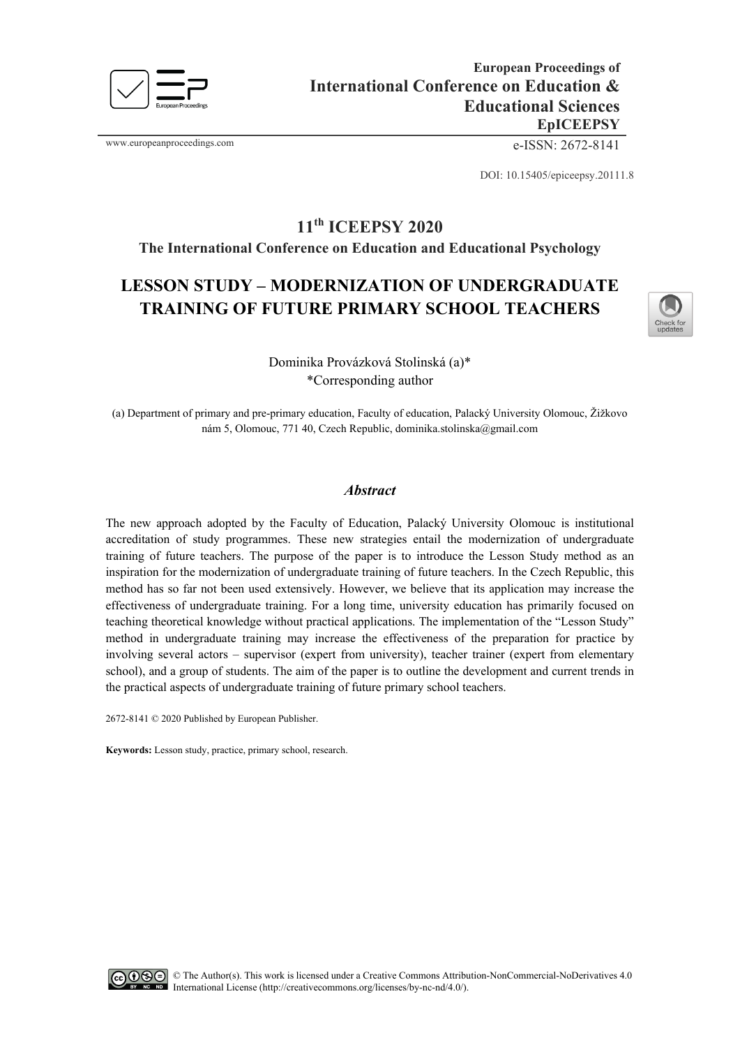European Proceedings of

# International Conference on Education & Educational Sciences

**EpICEEPSY**

www.europeanproceedings.com

e-ISSN: 2672-8141

DOI: 10.15405/epiceepsy.20111.8

## 11th ICEEPSY 2020

**The International Conference on Education and Educational Psychology**

# LESSON STUDY – MODERNIZATION OF UNDERGRADUATE TRAINING OF FUTURE PRIMARY SCHOOL TEACHERS

Dominika Provázková Stolinská (a)*
*Corresponding author

(a) Department of primary and pre-primary education, Faculty of education, Palacký University Olomouc, Žižkovo nám 5, Olomouc, 771 40, Czech Republic, dominika.stolinska@gmail.com

## *Abstract*

The new approach adopted by the Faculty of Education, Palacký University Olomouc is institutional accreditation of study programmes. These new strategies entail the modernization of undergraduate training of future teachers. The purpose of the paper is to introduce the Lesson Study method as an inspiration for the modernization of undergraduate training of future teachers. In the Czech Republic, this method has so far not been used extensively. However, we believe that its application may increase the effectiveness of undergraduate training. For a long time, university education has primarily focused on teaching theoretical knowledge without practical applications. The implementation of the "Lesson Study" method in undergraduate training may increase the effectiveness of the preparation for practice by involving several actors – supervisor (expert from university), teacher trainer (expert from elementary school), and a group of students. The aim of the paper is to outline the development and current trends in the practical aspects of undergraduate training of future primary school teachers.

2672-8141 © 2020 Published by European Publisher.

**Keywords:** Lesson study, practice, primary school, research.

© The Author(s). This work is licensed under a Creative Commons Attribution-NonCommercial-NoDerivatives 4.0 International License (http://creativecommons.org/licenses/by-nc-nd/4.0/).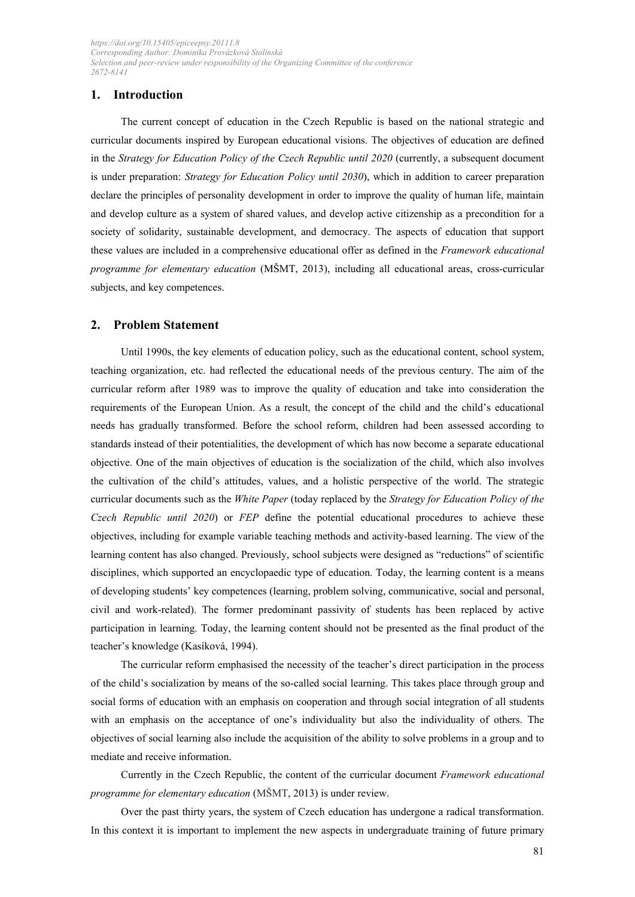## 1. Introduction

The current concept of education in the Czech Republic is based on the national strategic and curricular documents inspired by European educational visions. The objectives of education are defined in the *Strategy for Education Policy of the Czech Republic until 2020* (currently, a subsequent document is under preparation: *Strategy for Education Policy until 2030*), which in addition to career preparation declare the principles of personality development in order to improve the quality of human life, maintain and develop culture as a system of shared values, and develop active citizenship as a precondition for a society of solidarity, sustainable development, and democracy. The aspects of education that support these values are included in a comprehensive educational offer as defined in the *Framework educational programme for elementary education* (MŠMT, 2013), including all educational areas, cross-curricular subjects, and key competences.

## 2. Problem Statement

Until 1990s, the key elements of education policy, such as the educational content, school system, teaching organization, etc. had reflected the educational needs of the previous century. The aim of the curricular reform after 1989 was to improve the quality of education and take into consideration the requirements of the European Union. As a result, the concept of the child and the child's educational needs has gradually transformed. Before the school reform, children had been assessed according to standards instead of their potentialities, the development of which has now become a separate educational objective. One of the main objectives of education is the socialization of the child, which also involves the cultivation of the child's attitudes, values, and a holistic perspective of the world. The strategic curricular documents such as the *White Paper* (today replaced by the *Strategy for Education Policy of the Czech Republic until 2020*) or *FEP* define the potential educational procedures to achieve these objectives, including for example variable teaching methods and activity-based learning. The view of the learning content has also changed. Previously, school subjects were designed as "reductions" of scientific disciplines, which supported an encyclopaedic type of education. Today, the learning content is a means of developing students' key competences (learning, problem solving, communicative, social and personal, civil and work-related). The former predominant passivity of students has been replaced by active participation in learning. Today, the learning content should not be presented as the final product of the teacher's knowledge (Kasíková, 1994).

The curricular reform emphasised the necessity of the teacher's direct participation in the process of the child's socialization by means of the so-called social learning. This takes place through group and social forms of education with an emphasis on cooperation and through social integration of all students with an emphasis on the acceptance of one's individuality but also the individuality of others. The objectives of social learning also include the acquisition of the ability to solve problems in a group and to mediate and receive information.

Currently in the Czech Republic, the content of the curricular document *Framework educational programme for elementary education* (MŠMT, 2013) is under review.

Over the past thirty years, the system of Czech education has undergone a radical transformation. In this context it is important to implement the new aspects in undergraduate training of future primary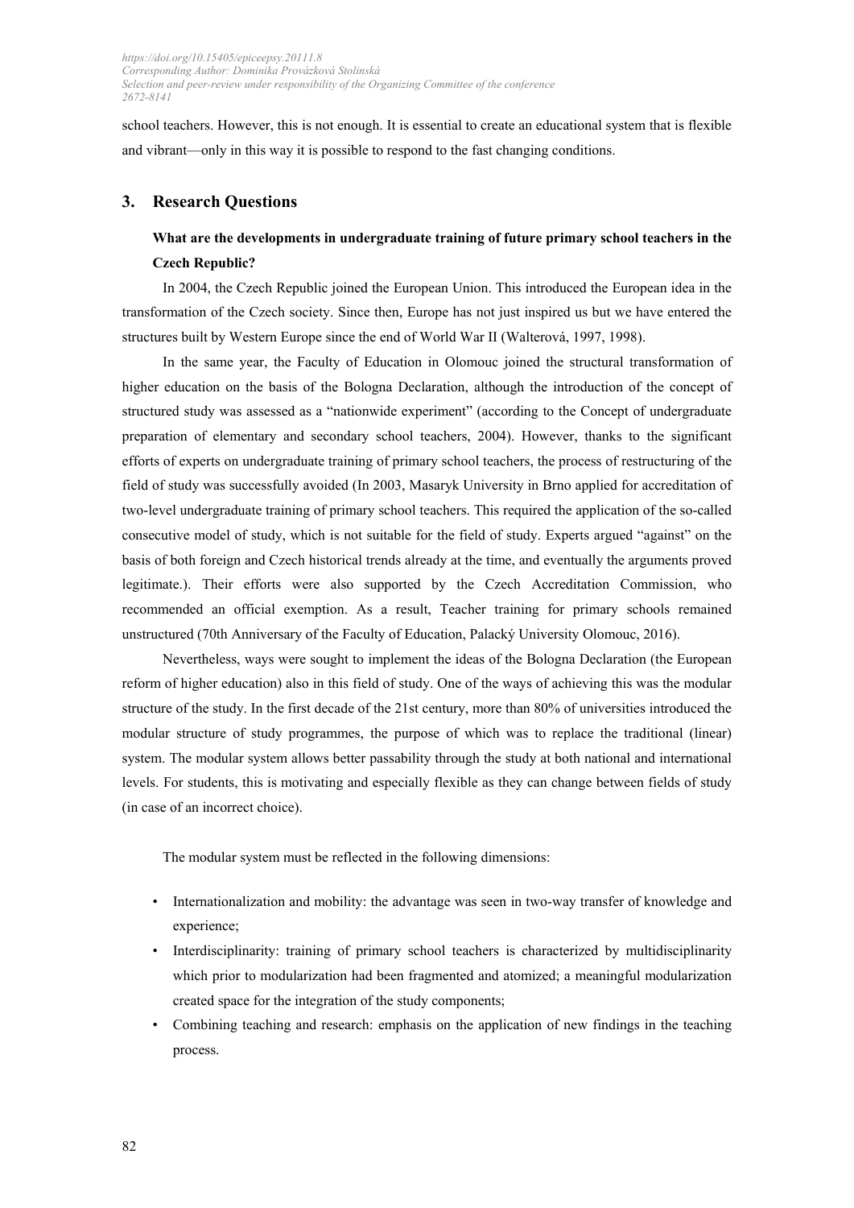school teachers. However, this is not enough. It is essential to create an educational system that is flexible and vibrant—only in this way it is possible to respond to the fast changing conditions.

## 3. Research Questions

**What are the developments in undergraduate training of future primary school teachers in the Czech Republic?**

In 2004, the Czech Republic joined the European Union. This introduced the European idea in the transformation of the Czech society. Since then, Europe has not just inspired us but we have entered the structures built by Western Europe since the end of World War II (Walterová, 1997, 1998).

In the same year, the Faculty of Education in Olomouc joined the structural transformation of higher education on the basis of the Bologna Declaration, although the introduction of the concept of structured study was assessed as a "nationwide experiment" (according to the Concept of undergraduate preparation of elementary and secondary school teachers, 2004). However, thanks to the significant efforts of experts on undergraduate training of primary school teachers, the process of restructuring of the field of study was successfully avoided (In 2003, Masaryk University in Brno applied for accreditation of two-level undergraduate training of primary school teachers. This required the application of the so-called consecutive model of study, which is not suitable for the field of study. Experts argued "against" on the basis of both foreign and Czech historical trends already at the time, and eventually the arguments proved legitimate.). Their efforts were also supported by the Czech Accreditation Commission, who recommended an official exemption. As a result, Teacher training for primary schools remained unstructured (70th Anniversary of the Faculty of Education, Palacký University Olomouc, 2016).

Nevertheless, ways were sought to implement the ideas of the Bologna Declaration (the European reform of higher education) also in this field of study. One of the ways of achieving this was the modular structure of the study. In the first decade of the 21st century, more than 80% of universities introduced the modular structure of study programmes, the purpose of which was to replace the traditional (linear) system. The modular system allows better passability through the study at both national and international levels. For students, this is motivating and especially flexible as they can change between fields of study (in case of an incorrect choice).

The modular system must be reflected in the following dimensions:

- Internationalization and mobility: the advantage was seen in two-way transfer of knowledge and experience;
- Interdisciplinarity: training of primary school teachers is characterized by multidisciplinarity which prior to modularization had been fragmented and atomized; a meaningful modularization created space for the integration of the study components;
- Combining teaching and research: emphasis on the application of new findings in the teaching process.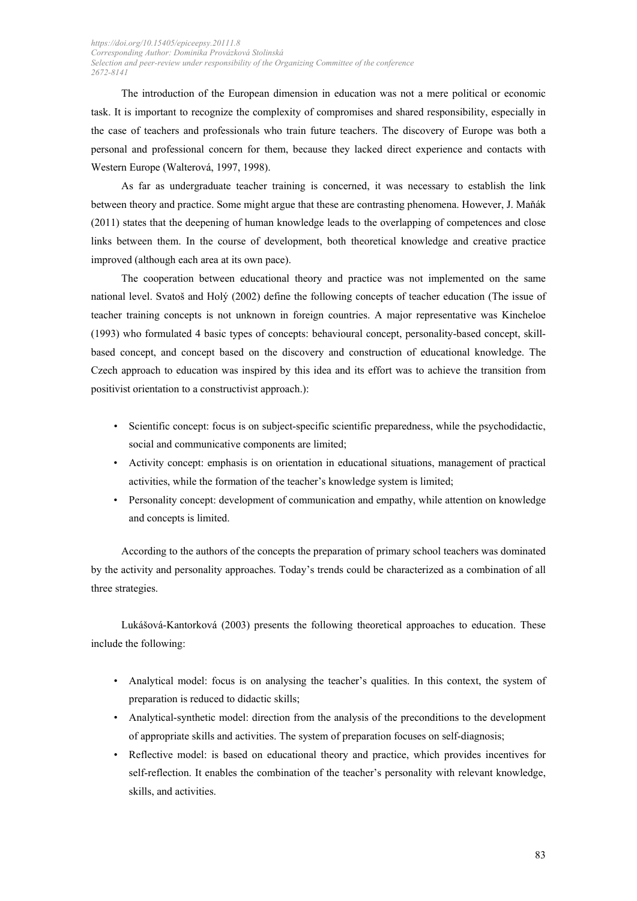The introduction of the European dimension in education was not a mere political or economic task. It is important to recognize the complexity of compromises and shared responsibility, especially in the case of teachers and professionals who train future teachers. The discovery of Europe was both a personal and professional concern for them, because they lacked direct experience and contacts with Western Europe (Walterová, 1997, 1998).

As far as undergraduate teacher training is concerned, it was necessary to establish the link between theory and practice. Some might argue that these are contrasting phenomena. However, J. Maňák (2011) states that the deepening of human knowledge leads to the overlapping of competences and close links between them. In the course of development, both theoretical knowledge and creative practice improved (although each area at its own pace).

The cooperation between educational theory and practice was not implemented on the same national level. Svatoš and Holý (2002) define the following concepts of teacher education (The issue of teacher training concepts is not unknown in foreign countries. A major representative was Kincheloe (1993) who formulated 4 basic types of concepts: behavioural concept, personality-based concept, skill-based concept, and concept based on the discovery and construction of educational knowledge. The Czech approach to education was inspired by this idea and its effort was to achieve the transition from positivist orientation to a constructivist approach.):

- Scientific concept: focus is on subject-specific scientific preparedness, while the psychodidactic, social and communicative components are limited;
- Activity concept: emphasis is on orientation in educational situations, management of practical activities, while the formation of the teacher's knowledge system is limited;
- Personality concept: development of communication and empathy, while attention on knowledge and concepts is limited.

According to the authors of the concepts the preparation of primary school teachers was dominated by the activity and personality approaches. Today's trends could be characterized as a combination of all three strategies.

Lukášová-Kantorková (2003) presents the following theoretical approaches to education. These include the following:

- Analytical model: focus is on analysing the teacher's qualities. In this context, the system of preparation is reduced to didactic skills;
- Analytical-synthetic model: direction from the analysis of the preconditions to the development of appropriate skills and activities. The system of preparation focuses on self-diagnosis;
- Reflective model: is based on educational theory and practice, which provides incentives for self-reflection. It enables the combination of the teacher's personality with relevant knowledge, skills, and activities.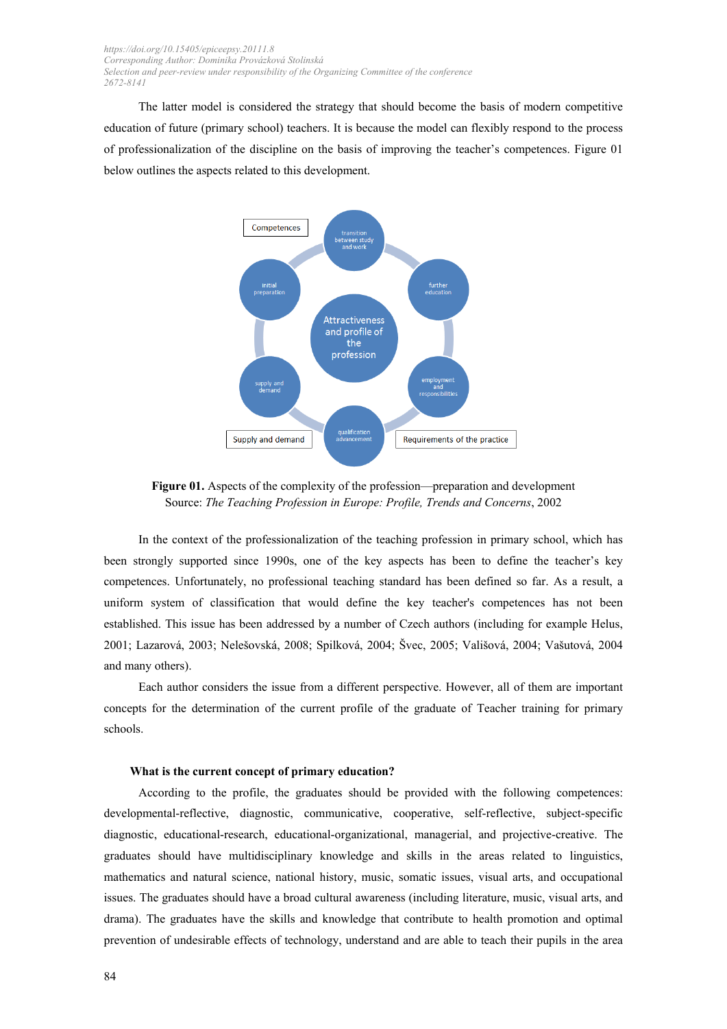The latter model is considered the strategy that should become the basis of modern competitive education of future (primary school) teachers. It is because the model can flexibly respond to the process of professionalization of the discipline on the basis of improving the teacher's competences. Figure 01 below outlines the aspects related to this development.

**Figure 01.** Aspects of the complexity of the profession—preparation and development
Source: *The Teaching Profession in Europe: Profile, Trends and Concerns*, 2002

In the context of the professionalization of the teaching profession in primary school, which has been strongly supported since 1990s, one of the key aspects has been to define the teacher's key competences. Unfortunately, no professional teaching standard has been defined so far. As a result, a uniform system of classification that would define the key teacher's competences has not been established. This issue has been addressed by a number of Czech authors (including for example Helus, 2001; Lazarová, 2003; Nelešovská, 2008; Spilková, 2004; Švec, 2005; Vališová, 2004; Vašutová, 2004 and many others).

Each author considers the issue from a different perspective. However, all of them are important concepts for the determination of the current profile of the graduate of Teacher training for primary schools.

### What is the current concept of primary education?

According to the profile, the graduates should be provided with the following competences: developmental-reflective, diagnostic, communicative, cooperative, self-reflective, subject-specific diagnostic, educational-research, educational-organizational, managerial, and projective-creative. The graduates should have multidisciplinary knowledge and skills in the areas related to linguistics, mathematics and natural science, national history, music, somatic issues, visual arts, and occupational issues. The graduates should have a broad cultural awareness (including literature, music, visual arts, and drama). The graduates have the skills and knowledge that contribute to health promotion and optimal prevention of undesirable effects of technology, understand and are able to teach their pupils in the area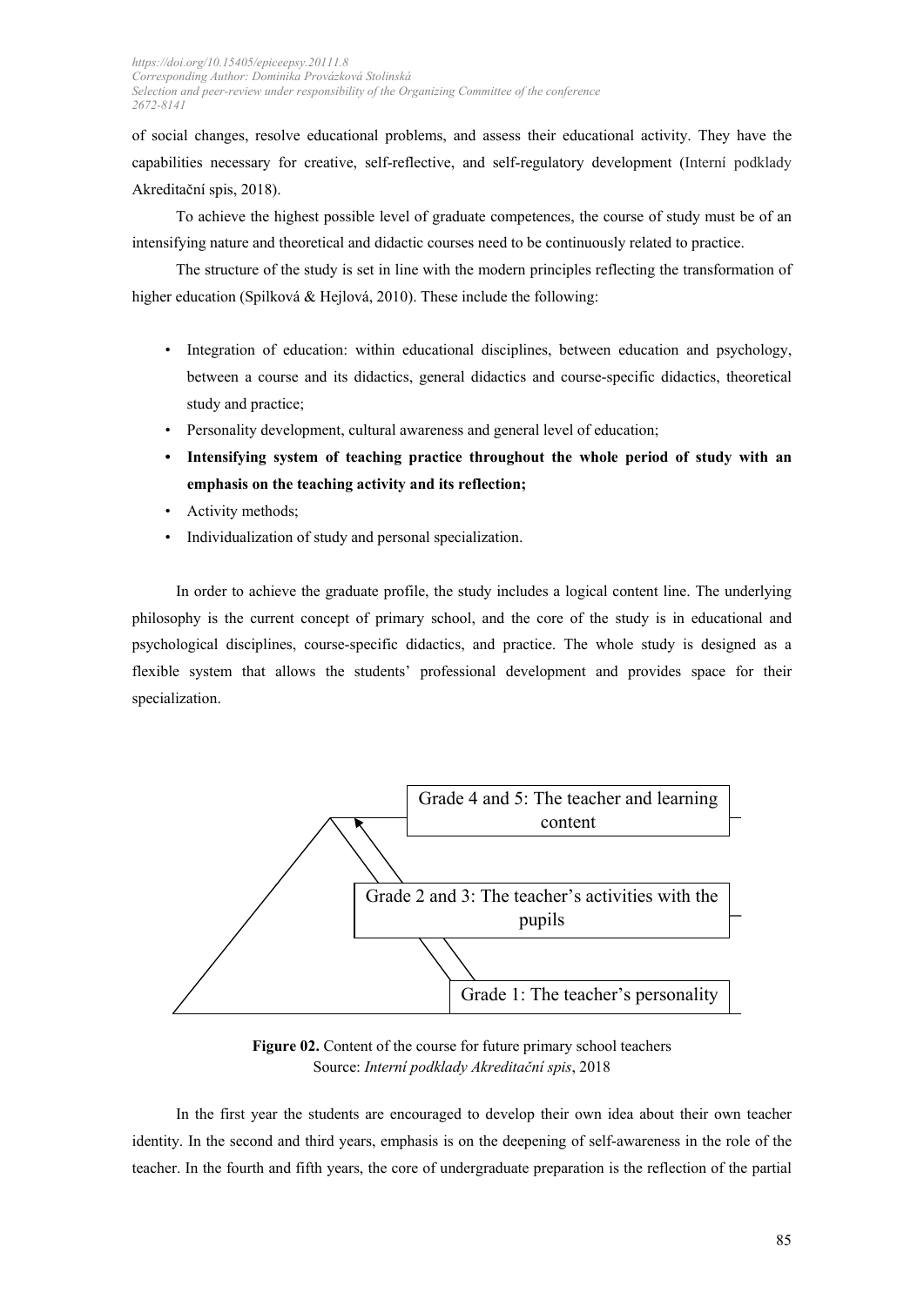of social changes, resolve educational problems, and assess their educational activity. They have the capabilities necessary for creative, self-reflective, and self-regulatory development (Interní podklady Akreditační spis, 2018).

To achieve the highest possible level of graduate competences, the course of study must be of an intensifying nature and theoretical and didactic courses need to be continuously related to practice.

The structure of the study is set in line with the modern principles reflecting the transformation of higher education (Spilková & Hejlová, 2010). These include the following:

- Integration of education: within educational disciplines, between education and psychology, between a course and its didactics, general didactics and course-specific didactics, theoretical study and practice;
- Personality development, cultural awareness and general level of education;
- **Intensifying system of teaching practice throughout the whole period of study with an emphasis on the teaching activity and its reflection;**
- Activity methods;
- Individualization of study and personal specialization.

In order to achieve the graduate profile, the study includes a logical content line. The underlying philosophy is the current concept of primary school, and the core of the study is in educational and psychological disciplines, course-specific didactics, and practice. The whole study is designed as a flexible system that allows the students' professional development and provides space for their specialization.

Grade 4 and 5: The teacher and learning content

Grade 2 and 3: The teacher's activities with the pupils

Grade 1: The teacher's personality

**Figure 02.** Content of the course for future primary school teachers
Source: *Interní podklady Akreditační spis*, 2018

In the first year the students are encouraged to develop their own idea about their own teacher identity. In the second and third years, emphasis is on the deepening of self-awareness in the role of the teacher. In the fourth and fifth years, the core of undergraduate preparation is the reflection of the partial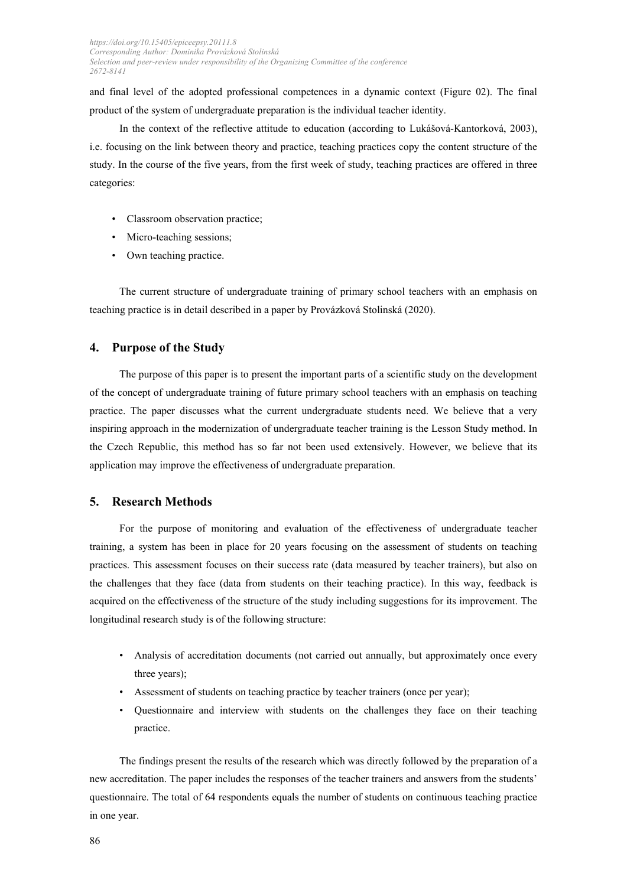and final level of the adopted professional competences in a dynamic context (Figure 02). The final product of the system of undergraduate preparation is the individual teacher identity.

In the context of the reflective attitude to education (according to Lukášová-Kantorková, 2003), i.e. focusing on the link between theory and practice, teaching practices copy the content structure of the study. In the course of the five years, from the first week of study, teaching practices are offered in three categories:

- Classroom observation practice;
- Micro-teaching sessions;
- Own teaching practice.

The current structure of undergraduate training of primary school teachers with an emphasis on teaching practice is in detail described in a paper by Provázková Stolinská (2020).

## 4. Purpose of the Study

The purpose of this paper is to present the important parts of a scientific study on the development of the concept of undergraduate training of future primary school teachers with an emphasis on teaching practice. The paper discusses what the current undergraduate students need. We believe that a very inspiring approach in the modernization of undergraduate teacher training is the Lesson Study method. In the Czech Republic, this method has so far not been used extensively. However, we believe that its application may improve the effectiveness of undergraduate preparation.

## 5. Research Methods

For the purpose of monitoring and evaluation of the effectiveness of undergraduate teacher training, a system has been in place for 20 years focusing on the assessment of students on teaching practices. This assessment focuses on their success rate (data measured by teacher trainers), but also on the challenges that they face (data from students on their teaching practice). In this way, feedback is acquired on the effectiveness of the structure of the study including suggestions for its improvement. The longitudinal research study is of the following structure:

- Analysis of accreditation documents (not carried out annually, but approximately once every three years);
- Assessment of students on teaching practice by teacher trainers (once per year);
- Questionnaire and interview with students on the challenges they face on their teaching practice.

The findings present the results of the research which was directly followed by the preparation of a new accreditation. The paper includes the responses of the teacher trainers and answers from the students' questionnaire. The total of 64 respondents equals the number of students on continuous teaching practice in one year.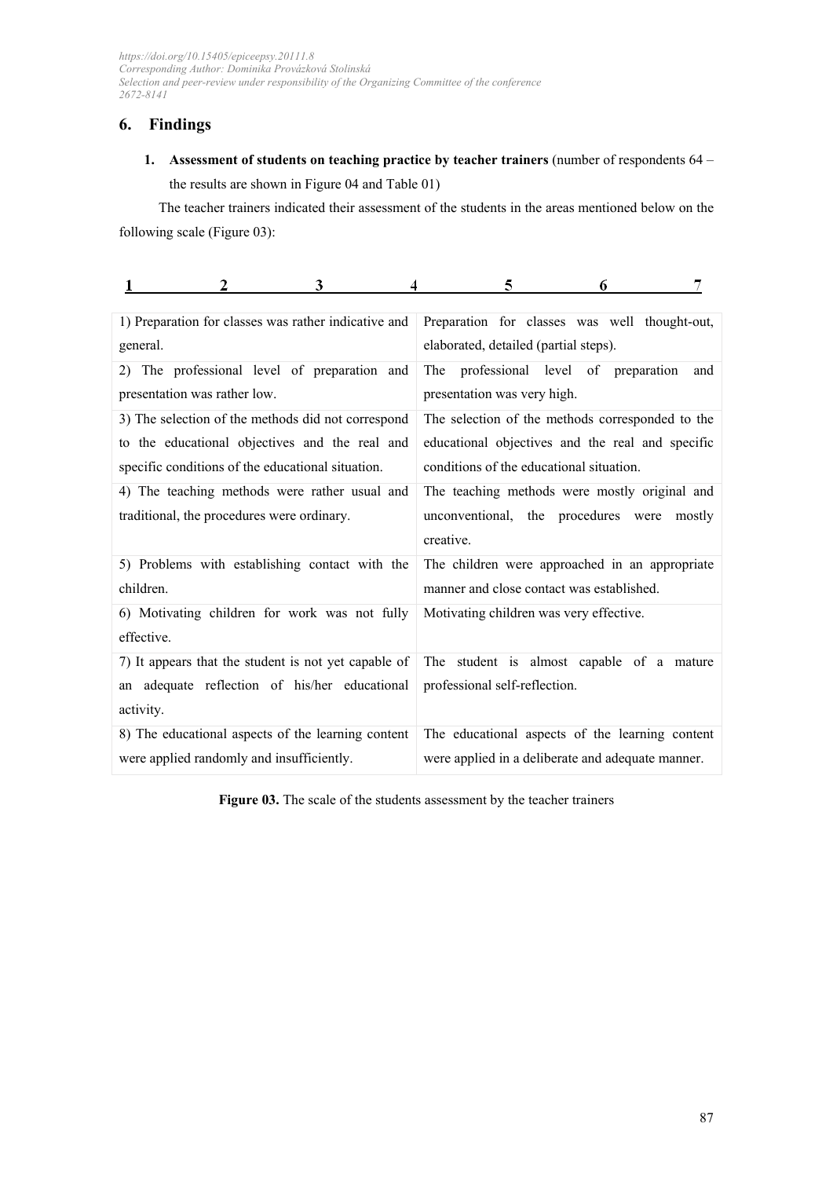## 6. Findings

1. **Assessment of students on teaching practice by teacher trainers** (number of respondents 64 – the results are shown in Figure 04 and Table 01)

The teacher trainers indicated their assessment of the students in the areas mentioned below on the following scale (Figure 03):

| 1 | 2 | 3 | 4 | 5 | 6 | 7 |
|---|---|---|---|---|---|---|

| | |
|---|---|
| 1) Preparation for classes was rather indicative and general. | Preparation for classes was well thought-out, elaborated, detailed (partial steps). |
| 2) The professional level of preparation and presentation was rather low. | The professional level of preparation and presentation was very high. |
| 3) The selection of the methods did not correspond to the educational objectives and the real and specific conditions of the educational situation. | The selection of the methods corresponded to the educational objectives and the real and specific conditions of the educational situation. |
| 4) The teaching methods were rather usual and traditional, the procedures were ordinary. | The teaching methods were mostly original and unconventional, the procedures were mostly creative. |
| 5) Problems with establishing contact with the children. | The children were approached in an appropriate manner and close contact was established. |
| 6) Motivating children for work was not fully effective. | Motivating children was very effective. |
| 7) It appears that the student is not yet capable of an adequate reflection of his/her educational activity. | The student is almost capable of a mature professional self-reflection. |
| 8) The educational aspects of the learning content were applied randomly and insufficiently. | The educational aspects of the learning content were applied in a deliberate and adequate manner. |

**Figure 03.** The scale of the students assessment by the teacher trainers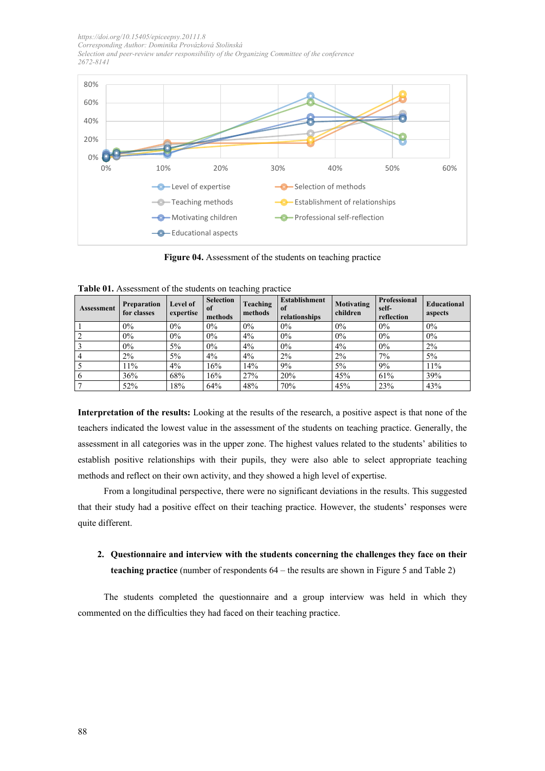Figure 04. Assessment of the students on teaching practice

Table 01. Assessment of the students on teaching practice

| Assessment | Preparation for classes | Level of expertise | Selection of methods | Teaching methods | Establishment of relationships | Motivating children | Professional self-reflection | Educational aspects |
|---|---|---|---|---|---|---|---|---|
| 1 | 0% | 0% | 0% | 0% | 0% | 0% | 0% | 0% |
| 2 | 0% | 0% | 0% | 4% | 0% | 0% | 0% | 0% |
| 3 | 0% | 5% | 0% | 4% | 0% | 4% | 0% | 2% |
| 4 | 2% | 5% | 4% | 4% | 2% | 2% | 7% | 5% |
| 5 | 11% | 4% | 16% | 14% | 9% | 5% | 9% | 11% |
| 6 | 36% | 68% | 16% | 27% | 20% | 45% | 61% | 39% |
| 7 | 52% | 18% | 64% | 48% | 70% | 45% | 23% | 43% |

**Interpretation of the results:** Looking at the results of the research, a positive aspect is that none of the teachers indicated the lowest value in the assessment of the students on teaching practice. Generally, the assessment in all categories was in the upper zone. The highest values related to the students' abilities to establish positive relationships with their pupils, they were also able to select appropriate teaching methods and reflect on their own activity, and they showed a high level of expertise.

From a longitudinal perspective, there were no significant deviations in the results. This suggested that their study had a positive effect on their teaching practice. However, the students' responses were quite different.

2. **Questionnaire and interview with the students concerning the challenges they face on their teaching practice** (number of respondents 64 – the results are shown in Figure 5 and Table 2)

The students completed the questionnaire and a group interview was held in which they commented on the difficulties they had faced on their teaching practice.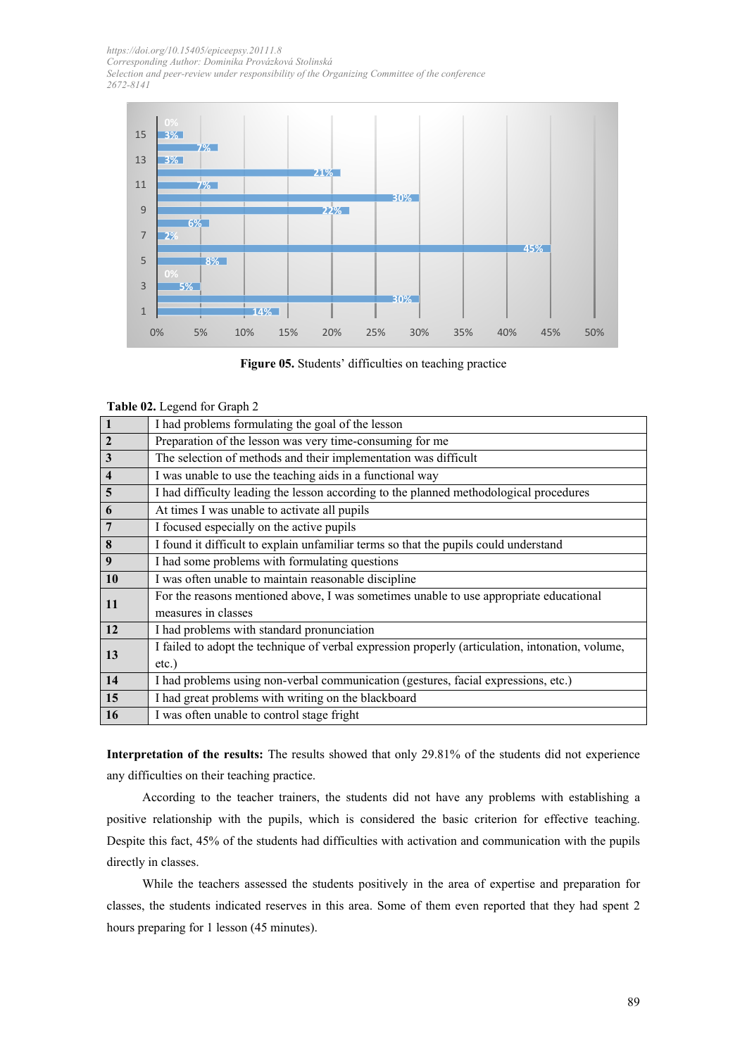Figure 05. Students' difficulties on teaching practice

**Table 02.** Legend for Graph 2

| | |
|---|---|
| **1** | I had problems formulating the goal of the lesson |
| **2** | Preparation of the lesson was very time-consuming for me |
| **3** | The selection of methods and their implementation was difficult |
| **4** | I was unable to use the teaching aids in a functional way |
| **5** | I had difficulty leading the lesson according to the planned methodological procedures |
| **6** | At times I was unable to activate all pupils |
| **7** | I focused especially on the active pupils |
| **8** | I found it difficult to explain unfamiliar terms so that the pupils could understand |
| **9** | I had some problems with formulating questions |
| **10** | I was often unable to maintain reasonable discipline |
| **11** | For the reasons mentioned above, I was sometimes unable to use appropriate educational measures in classes |
| **12** | I had problems with standard pronunciation |
| **13** | I failed to adopt the technique of verbal expression properly (articulation, intonation, volume, etc.) |
| **14** | I had problems using non-verbal communication (gestures, facial expressions, etc.) |
| **15** | I had great problems with writing on the blackboard |
| **16** | I was often unable to control stage fright |

**Interpretation of the results:** The results showed that only 29.81% of the students did not experience any difficulties on their teaching practice.

According to the teacher trainers, the students did not have any problems with establishing a positive relationship with the pupils, which is considered the basic criterion for effective teaching. Despite this fact, 45% of the students had difficulties with activation and communication with the pupils directly in classes.

While the teachers assessed the students positively in the area of expertise and preparation for classes, the students indicated reserves in this area. Some of them even reported that they had spent 2 hours preparing for 1 lesson (45 minutes).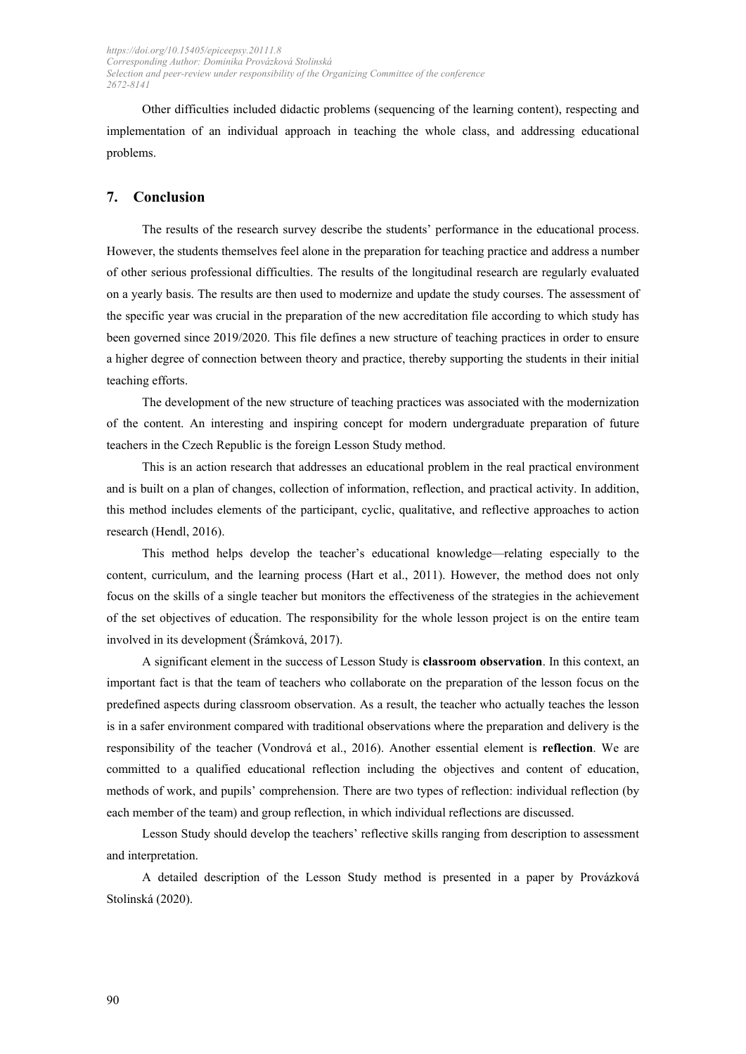Other difficulties included didactic problems (sequencing of the learning content), respecting and implementation of an individual approach in teaching the whole class, and addressing educational problems.

## 7. Conclusion

The results of the research survey describe the students' performance in the educational process. However, the students themselves feel alone in the preparation for teaching practice and address a number of other serious professional difficulties. The results of the longitudinal research are regularly evaluated on a yearly basis. The results are then used to modernize and update the study courses. The assessment of the specific year was crucial in the preparation of the new accreditation file according to which study has been governed since 2019/2020. This file defines a new structure of teaching practices in order to ensure a higher degree of connection between theory and practice, thereby supporting the students in their initial teaching efforts.

The development of the new structure of teaching practices was associated with the modernization of the content. An interesting and inspiring concept for modern undergraduate preparation of future teachers in the Czech Republic is the foreign Lesson Study method.

This is an action research that addresses an educational problem in the real practical environment and is built on a plan of changes, collection of information, reflection, and practical activity. In addition, this method includes elements of the participant, cyclic, qualitative, and reflective approaches to action research (Hendl, 2016).

This method helps develop the teacher's educational knowledge—relating especially to the content, curriculum, and the learning process (Hart et al., 2011). However, the method does not only focus on the skills of a single teacher but monitors the effectiveness of the strategies in the achievement of the set objectives of education. The responsibility for the whole lesson project is on the entire team involved in its development (Šrámková, 2017).

A significant element in the success of Lesson Study is **classroom observation**. In this context, an important fact is that the team of teachers who collaborate on the preparation of the lesson focus on the predefined aspects during classroom observation. As a result, the teacher who actually teaches the lesson is in a safer environment compared with traditional observations where the preparation and delivery is the responsibility of the teacher (Vondrová et al., 2016). Another essential element is **reflection**. We are committed to a qualified educational reflection including the objectives and content of education, methods of work, and pupils' comprehension. There are two types of reflection: individual reflection (by each member of the team) and group reflection, in which individual reflections are discussed.

Lesson Study should develop the teachers' reflective skills ranging from description to assessment and interpretation.

A detailed description of the Lesson Study method is presented in a paper by Provázková Stolinská (2020).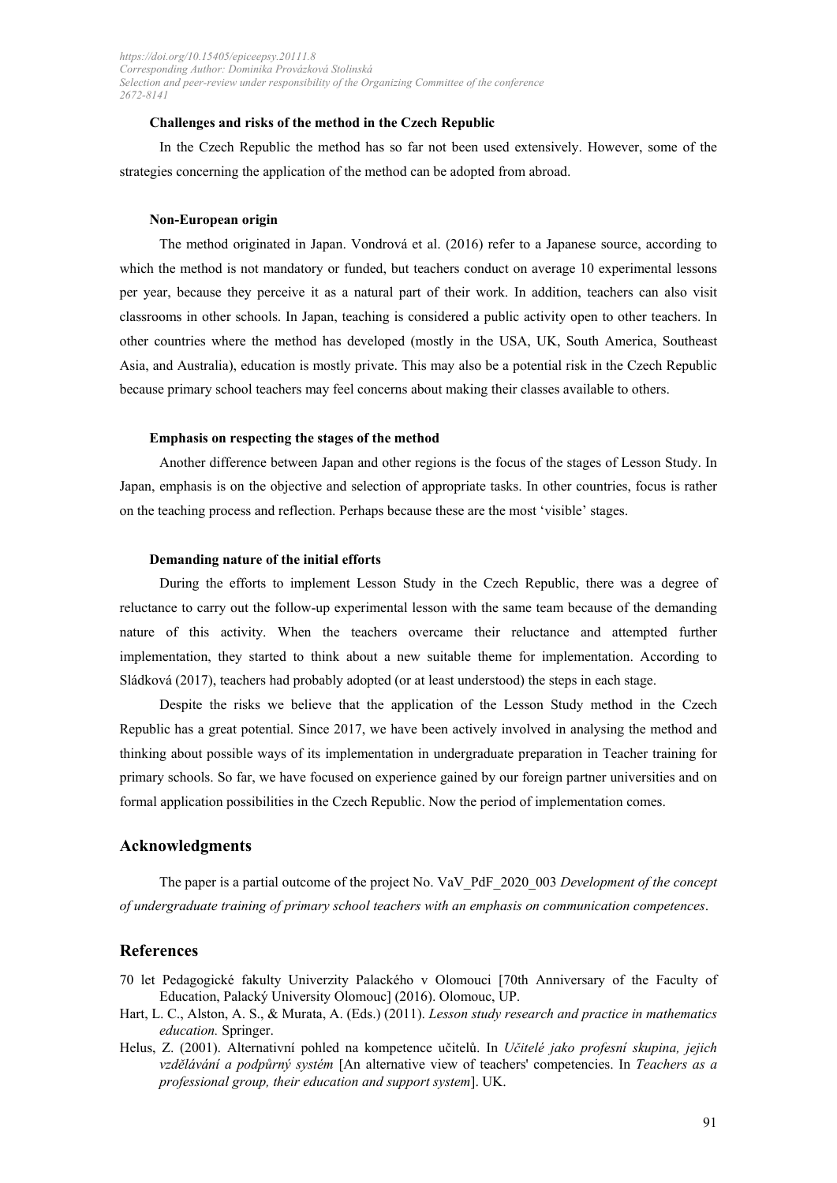#### Challenges and risks of the method in the Czech Republic

In the Czech Republic the method has so far not been used extensively. However, some of the strategies concerning the application of the method can be adopted from abroad.

#### Non-European origin

The method originated in Japan. Vondrová et al. (2016) refer to a Japanese source, according to which the method is not mandatory or funded, but teachers conduct on average 10 experimental lessons per year, because they perceive it as a natural part of their work. In addition, teachers can also visit classrooms in other schools. In Japan, teaching is considered a public activity open to other teachers. In other countries where the method has developed (mostly in the USA, UK, South America, Southeast Asia, and Australia), education is mostly private. This may also be a potential risk in the Czech Republic because primary school teachers may feel concerns about making their classes available to others.

#### Emphasis on respecting the stages of the method

Another difference between Japan and other regions is the focus of the stages of Lesson Study. In Japan, emphasis is on the objective and selection of appropriate tasks. In other countries, focus is rather on the teaching process and reflection. Perhaps because these are the most 'visible' stages.

#### Demanding nature of the initial efforts

During the efforts to implement Lesson Study in the Czech Republic, there was a degree of reluctance to carry out the follow-up experimental lesson with the same team because of the demanding nature of this activity. When the teachers overcame their reluctance and attempted further implementation, they started to think about a new suitable theme for implementation. According to Sládková (2017), teachers had probably adopted (or at least understood) the steps in each stage.

Despite the risks we believe that the application of the Lesson Study method in the Czech Republic has a great potential. Since 2017, we have been actively involved in analysing the method and thinking about possible ways of its implementation in undergraduate preparation in Teacher training for primary schools. So far, we have focused on experience gained by our foreign partner universities and on formal application possibilities in the Czech Republic. Now the period of implementation comes.

## Acknowledgments

The paper is a partial outcome of the project No. VaV_PdF_2020_003 *Development of the concept of undergraduate training of primary school teachers with an emphasis on communication competences*.

## References

70 let Pedagogické fakulty Univerzity Palackého v Olomouci [70th Anniversary of the Faculty of Education, Palacký University Olomouc] (2016). Olomouc, UP.

Hart, L. C., Alston, A. S., & Murata, A. (Eds.) (2011). *Lesson study research and practice in mathematics education.* Springer.

Helus, Z. (2001). Alternativní pohled na kompetence učitelů. In *Učitelé jako profesní skupina, jejich vzdělávání a podpůrný systém* [An alternative view of teachers' competencies. In *Teachers as a professional group, their education and support system*]. UK.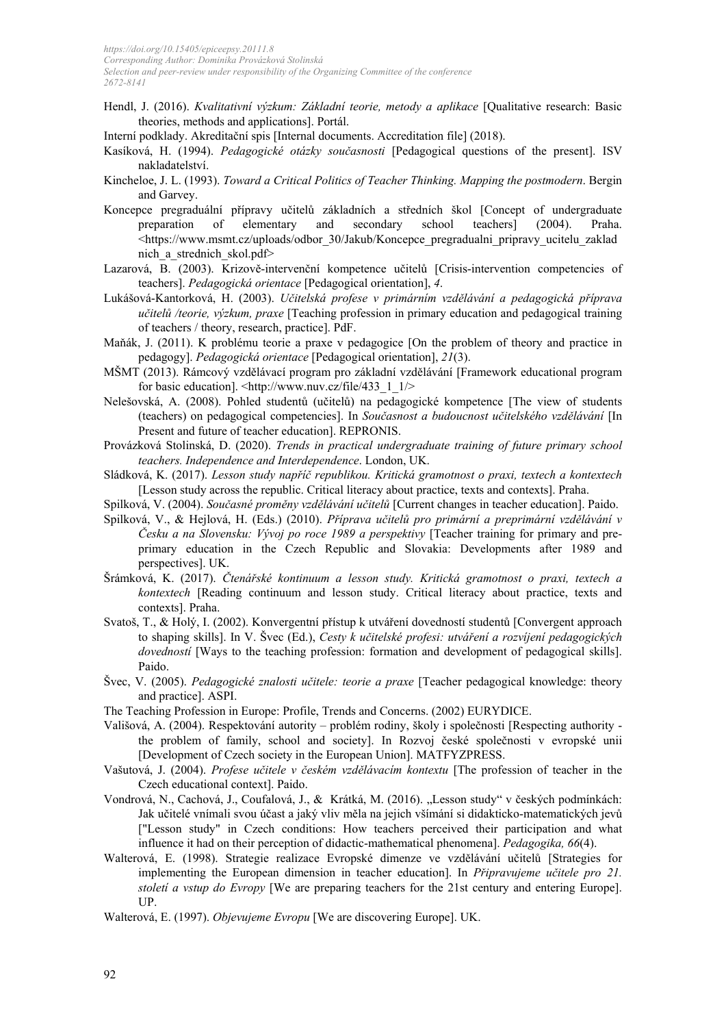Hendl, J. (2016). *Kvalitativní výzkum: Základní teorie, metody a aplikace* [Qualitative research: Basic theories, methods and applications]. Portál.

Interní podklady. Akreditační spis [Internal documents. Accreditation file] (2018).

Kasíková, H. (1994). *Pedagogické otázky současnosti* [Pedagogical questions of the present]. ISV nakladatelství.

Kincheloe, J. L. (1993). *Toward a Critical Politics of Teacher Thinking. Mapping the postmodern*. Bergin and Garvey.

Koncepce pregraduální přípravy učitelů základních a středních škol [Concept of undergraduate preparation of elementary and secondary school teachers] (2004). Praha. <https://www.msmt.cz/uploads/odbor_30/Jakub/Koncepce_pregradualni_pripravy_ucitelu_zakladnich_a_strednich_skol.pdf>

Lazarová, B. (2003). Krizově-intervenční kompetence učitelů [Crisis-intervention competencies of teachers]. *Pedagogická orientace* [Pedagogical orientation], *4*.

Lukášová-Kantorková, H. (2003). *Učitelská profese v primárním vzdělávání a pedagogická příprava učitelů /teorie, výzkum, praxe* [Teaching profession in primary education and pedagogical training of teachers / theory, research, practice]. PdF.

Maňák, J. (2011). K problému teorie a praxe v pedagogice [On the problem of theory and practice in pedagogy]. *Pedagogická orientace* [Pedagogical orientation], *21*(3).

MŠMT (2013). Rámcový vzdělávací program pro základní vzdělávání [Framework educational program for basic education]. <http://www.nuv.cz/file/433_1_1/>

Nelešovská, A. (2008). Pohled studentů (učitelů) na pedagogické kompetence [The view of students (teachers) on pedagogical competencies]. In *Současnost a budoucnost učitelského vzdělávání* [In Present and future of teacher education]. REPRONIS.

Provázková Stolinská, D. (2020). *Trends in practical undergraduate training of future primary school teachers. Independence and Interdependence*. London, UK.

Sládková, K. (2017). *Lesson study napříč republikou. Kritická gramotnost o praxi, textech a kontextech* [Lesson study across the republic. Critical literacy about practice, texts and contexts]. Praha.

Spilková, V. (2004). *Současné proměny vzdělávání učitelů* [Current changes in teacher education]. Paido.

Spilková, V., & Hejlová, H. (Eds.) (2010). *Příprava učitelů pro primární a preprimární vzdělávání v Česku a na Slovensku: Vývoj po roce 1989 a perspektivy* [Teacher training for primary and pre-primary education in the Czech Republic and Slovakia: Developments after 1989 and perspectives]. UK.

Šrámková, K. (2017). *Čtenářské kontinuum a lesson study. Kritická gramotnost o praxi, textech a kontextech* [Reading continuum and lesson study. Critical literacy about practice, texts and contexts]. Praha.

Svatoš, T., & Holý, I. (2002). Konvergentní přístup k utváření dovedností studentů [Convergent approach to shaping skills]. In V. Švec (Ed.), *Cesty k učitelské profesi: utváření a rozvíjení pedagogických dovedností* [Ways to the teaching profession: formation and development of pedagogical skills]. Paido.

Švec, V. (2005). *Pedagogické znalosti učitele: teorie a praxe* [Teacher pedagogical knowledge: theory and practice]. ASPI.

The Teaching Profession in Europe: Profile, Trends and Concerns. (2002) EURYDICE.

Vališová, A. (2004). Respektování autority – problém rodiny, školy i společnosti [Respecting authority - the problem of family, school and society]. In Rozvoj české společnosti v evropské unii [Development of Czech society in the European Union]. MATFYZPRESS.

Vašutová, J. (2004). *Profese učitele v českém vzdělávacím kontextu* [The profession of teacher in the Czech educational context]. Paido.

Vondrová, N., Cachová, J., Coufalová, J., & Krátká, M. (2016). „Lesson study" v českých podmínkách: Jak učitelé vnímali svou účast a jaký vliv měla na jejich všímání si didakticko-matematických jevů ["Lesson study" in Czech conditions: How teachers perceived their participation and what influence it had on their perception of didactic-mathematical phenomena]. *Pedagogika, 66*(4).

Walterová, E. (1998). Strategie realizace Evropské dimenze ve vzdělávání učitelů [Strategies for implementing the European dimension in teacher education]. In *Připravujeme učitele pro 21. století a vstup do Evropy* [We are preparing teachers for the 21st century and entering Europe]. UP.

Walterová, E. (1997). *Objevujeme Evropu* [We are discovering Europe]. UK.